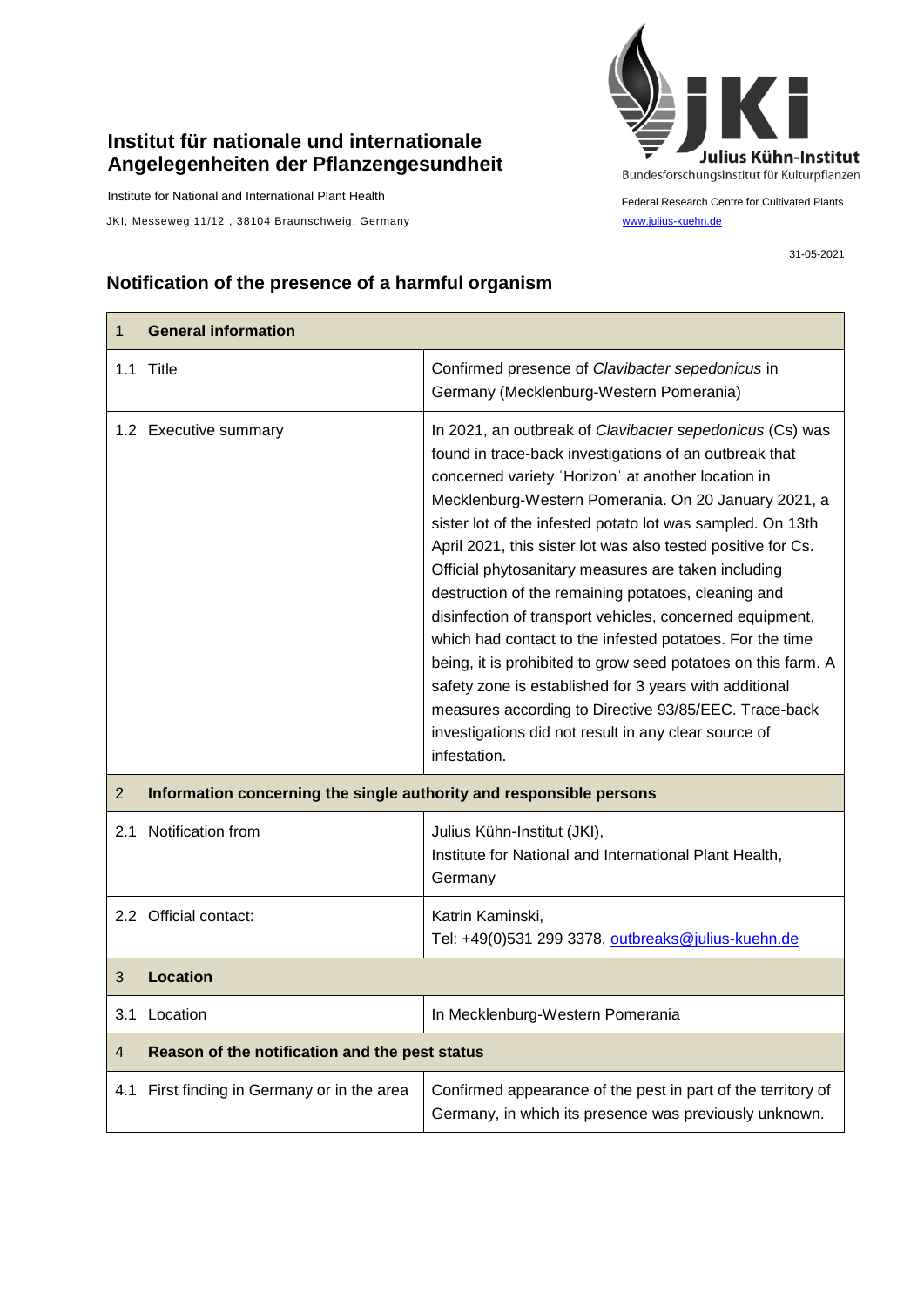**Institut für nationale und internationale Angelegenheiten der Pflanzengesundheit**

Institute for National and International Plant Health

JKI, Messeweg 11/12 , 38104 Braunschweig, Germany

Julius Kühn-Institut
Bundesforschungsinstitut für Kulturpflanzen

Federal Research Centre for Cultivated Plants

www.julius-kuehn.de

31-05-2021

## Notification of the presence of a harmful organism

| 1 **General information** | |
|---|---|
| 1.1 Title | Confirmed presence of *Clavibacter sepedonicus* in Germany (Mecklenburg-Western Pomerania) |
| 1.2 Executive summary | In 2021, an outbreak of *Clavibacter sepedonicus* (Cs) was found in trace-back investigations of an outbreak that concerned variety 'Horizon' at another location in Mecklenburg-Western Pomerania. On 20 January 2021, a sister lot of the infested potato lot was sampled. On 13th April 2021, this sister lot was also tested positive for Cs. Official phytosanitary measures are taken including destruction of the remaining potatoes, cleaning and disinfection of transport vehicles, concerned equipment, which had contact to the infested potatoes. For the time being, it is prohibited to grow seed potatoes on this farm. A safety zone is established for 3 years with additional measures according to Directive 93/85/EEC. Trace-back investigations did not result in any clear source of infestation. |
| 2 **Information concerning the single authority and responsible persons** | |
| 2.1 Notification from | Julius Kühn-Institut (JKI), Institute for National and International Plant Health, Germany |
| 2.2 Official contact: | Katrin Kaminski, Tel: +49(0)531 299 3378, outbreaks@julius-kuehn.de |
| 3 **Location** | |
| 3.1 Location | In Mecklenburg-Western Pomerania |
| 4 **Reason of the notification and the pest status** | |
| 4.1 First finding in Germany or in the area | Confirmed appearance of the pest in part of the territory of Germany, in which its presence was previously unknown. |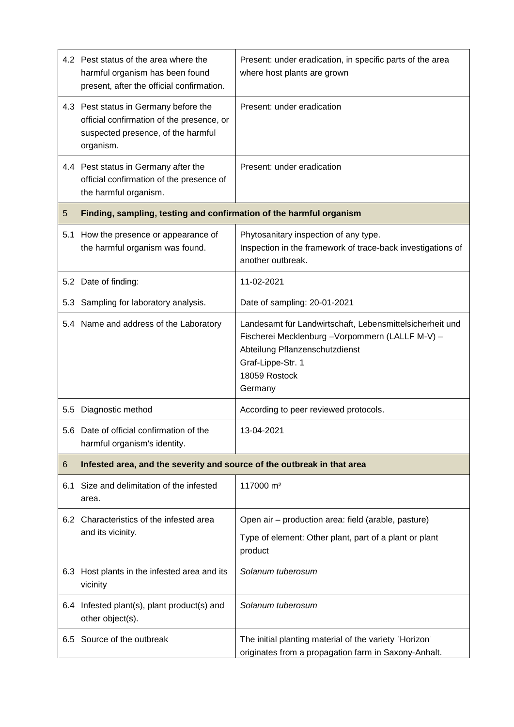| | | |
|---|---|---|
| 4.2 | Pest status of the area where the harmful organism has been found present, after the official confirmation. | Present: under eradication, in specific parts of the area where host plants are grown |
| 4.3 | Pest status in Germany before the official confirmation of the presence, or suspected presence, of the harmful organism. | Present: under eradication |
| 4.4 | Pest status in Germany after the official confirmation of the presence of the harmful organism. | Present: under eradication |
| **5** | **Finding, sampling, testing and confirmation of the harmful organism** | |
| 5.1 | How the presence or appearance of the harmful organism was found. | Phytosanitary inspection of any type.<br>Inspection in the framework of trace-back investigations of another outbreak. |
| 5.2 | Date of finding: | 11-02-2021 |
| 5.3 | Sampling for laboratory analysis. | Date of sampling: 20-01-2021 |
| 5.4 | Name and address of the Laboratory | Landesamt für Landwirtschaft, Lebensmittelsicherheit und Fischerei Mecklenburg –Vorpommern (LALLF M-V) – Abteilung Pflanzenschutzdienst<br>Graf-Lippe-Str. 1<br>18059 Rostock<br>Germany |
| 5.5 | Diagnostic method | According to peer reviewed protocols. |
| 5.6 | Date of official confirmation of the harmful organism's identity. | 13-04-2021 |
| **6** | **Infested area, and the severity and source of the outbreak in that area** | |
| 6.1 | Size and delimitation of the infested area. | 117000 m² |
| 6.2 | Characteristics of the infested area and its vicinity. | Open air – production area: field (arable, pasture)<br>Type of element: Other plant, part of a plant or plant product |
| 6.3 | Host plants in the infested area and its vicinity | *Solanum tuberosum* |
| 6.4 | Infested plant(s), plant product(s) and other object(s). | *Solanum tuberosum* |
| 6.5 | Source of the outbreak | The initial planting material of the variety ˈHorizonˈ originates from a propagation farm in Saxony-Anhalt. |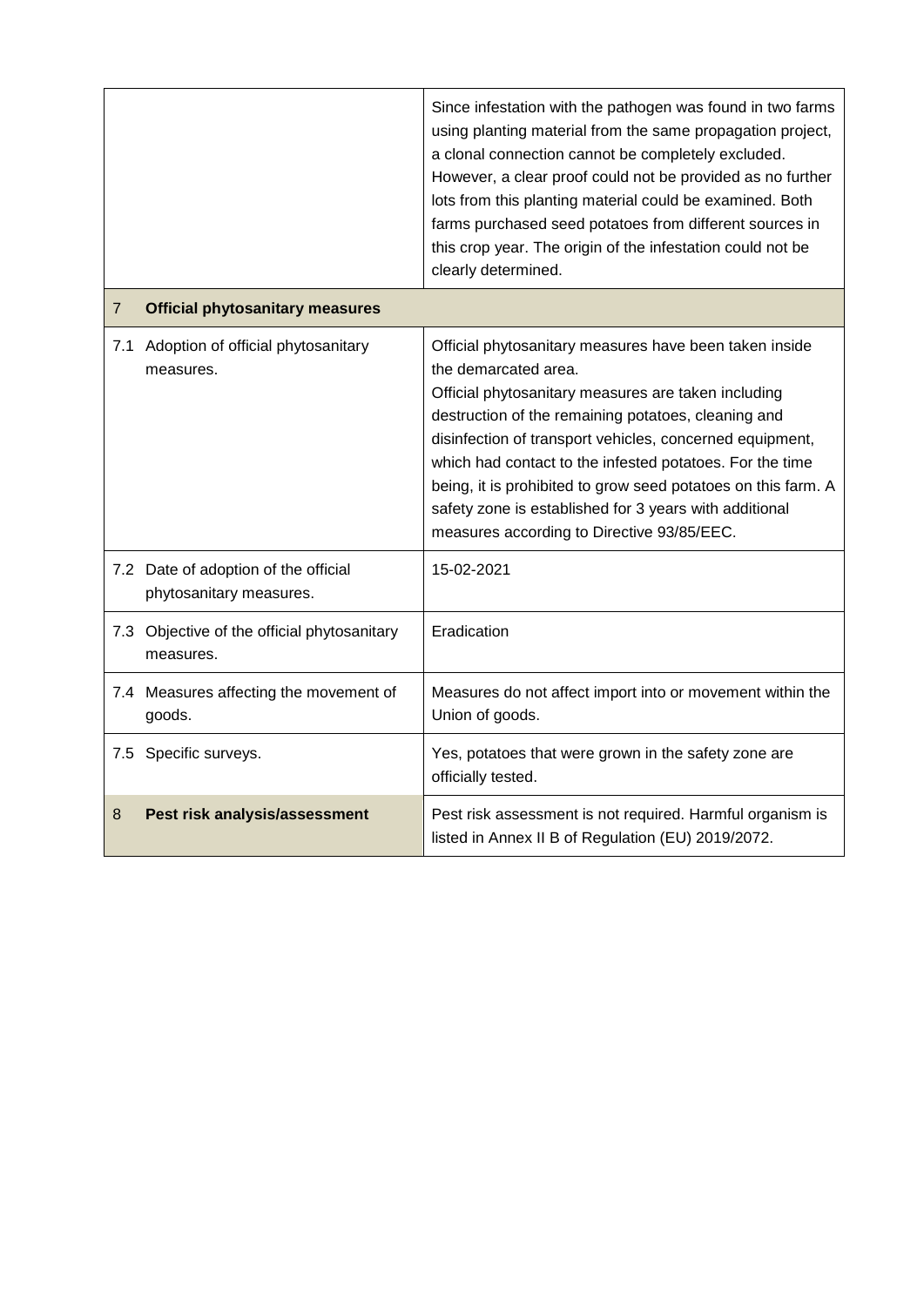| | | |
|---|---|---|
| | | Since infestation with the pathogen was found in two farms using planting material from the same propagation project, a clonal connection cannot be completely excluded. However, a clear proof could not be provided as no further lots from this planting material could be examined. Both farms purchased seed potatoes from different sources in this crop year. The origin of the infestation could not be clearly determined. |
| 7 | **Official phytosanitary measures** | |
| 7.1 | Adoption of official phytosanitary measures. | Official phytosanitary measures have been taken inside the demarcated area.<br>Official phytosanitary measures are taken including destruction of the remaining potatoes, cleaning and disinfection of transport vehicles, concerned equipment, which had contact to the infested potatoes. For the time being, it is prohibited to grow seed potatoes on this farm. A safety zone is established for 3 years with additional measures according to Directive 93/85/EEC. |
| 7.2 | Date of adoption of the official phytosanitary measures. | 15-02-2021 |
| 7.3 | Objective of the official phytosanitary measures. | Eradication |
| 7.4 | Measures affecting the movement of goods. | Measures do not affect import into or movement within the Union of goods. |
| 7.5 | Specific surveys. | Yes, potatoes that were grown in the safety zone are officially tested. |
| 8 | **Pest risk analysis/assessment** | Pest risk assessment is not required. Harmful organism is listed in Annex II B of Regulation (EU) 2019/2072. |